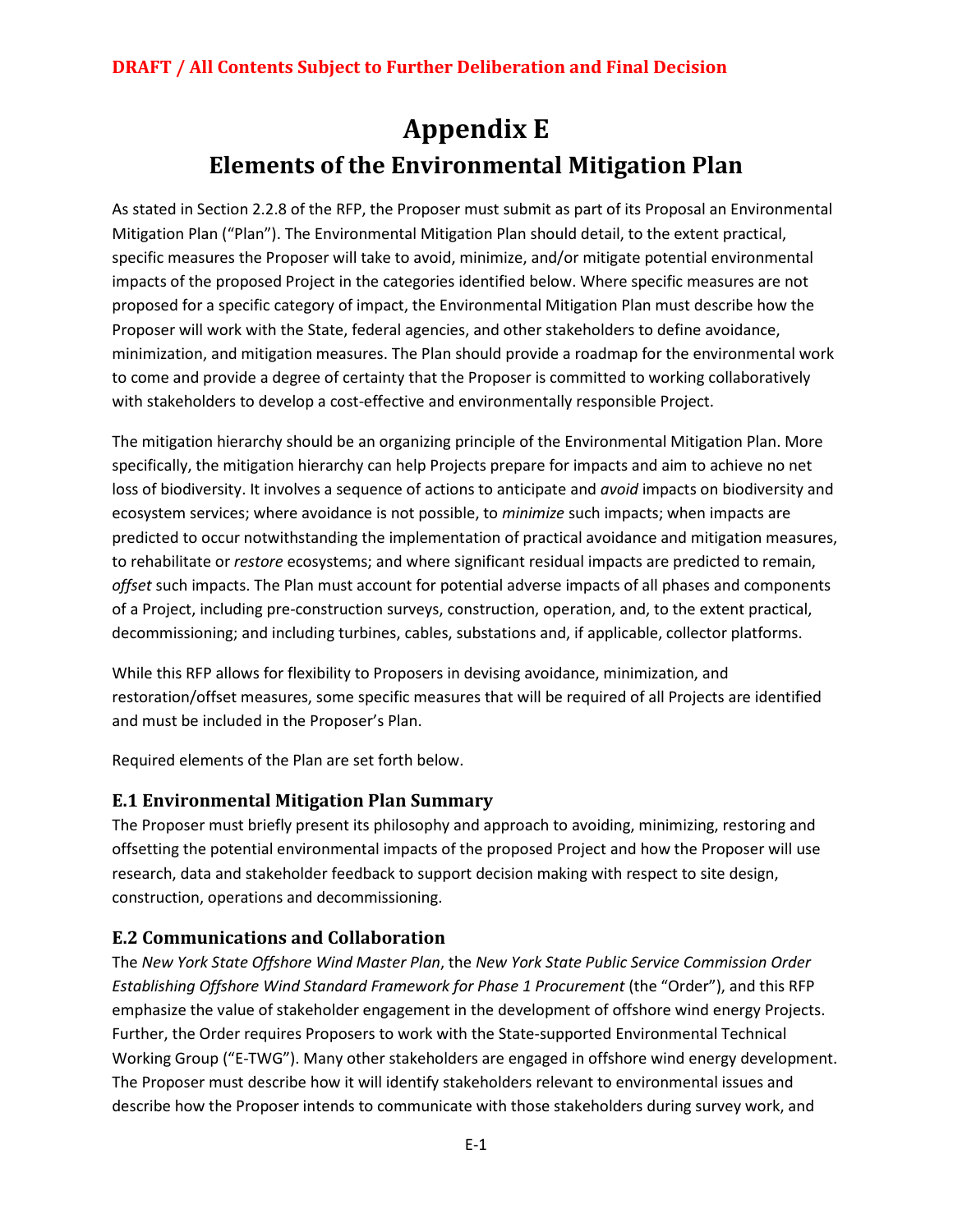**DRAFT / All Contents Subject to Further Deliberation and Final Decision**

# Appendix E

## Elements of the Environmental Mitigation Plan

As stated in Section 2.2.8 of the RFP, the Proposer must submit as part of its Proposal an Environmental Mitigation Plan ("Plan"). The Environmental Mitigation Plan should detail, to the extent practical, specific measures the Proposer will take to avoid, minimize, and/or mitigate potential environmental impacts of the proposed Project in the categories identified below. Where specific measures are not proposed for a specific category of impact, the Environmental Mitigation Plan must describe how the Proposer will work with the State, federal agencies, and other stakeholders to define avoidance, minimization, and mitigation measures. The Plan should provide a roadmap for the environmental work to come and provide a degree of certainty that the Proposer is committed to working collaboratively with stakeholders to develop a cost-effective and environmentally responsible Project.

The mitigation hierarchy should be an organizing principle of the Environmental Mitigation Plan. More specifically, the mitigation hierarchy can help Projects prepare for impacts and aim to achieve no net loss of biodiversity. It involves a sequence of actions to anticipate and *avoid* impacts on biodiversity and ecosystem services; where avoidance is not possible, to *minimize* such impacts; when impacts are predicted to occur notwithstanding the implementation of practical avoidance and mitigation measures, to rehabilitate or *restore* ecosystems; and where significant residual impacts are predicted to remain, *offset* such impacts. The Plan must account for potential adverse impacts of all phases and components of a Project, including pre-construction surveys, construction, operation, and, to the extent practical, decommissioning; and including turbines, cables, substations and, if applicable, collector platforms.

While this RFP allows for flexibility to Proposers in devising avoidance, minimization, and restoration/offset measures, some specific measures that will be required of all Projects are identified and must be included in the Proposer's Plan.

Required elements of the Plan are set forth below.

### E.1 Environmental Mitigation Plan Summary

The Proposer must briefly present its philosophy and approach to avoiding, minimizing, restoring and offsetting the potential environmental impacts of the proposed Project and how the Proposer will use research, data and stakeholder feedback to support decision making with respect to site design, construction, operations and decommissioning.

### E.2 Communications and Collaboration

The *New York State Offshore Wind Master Plan*, the *New York State Public Service Commission Order Establishing Offshore Wind Standard Framework for Phase 1 Procurement* (the "Order"), and this RFP emphasize the value of stakeholder engagement in the development of offshore wind energy Projects. Further, the Order requires Proposers to work with the State-supported Environmental Technical Working Group ("E-TWG"). Many other stakeholders are engaged in offshore wind energy development. The Proposer must describe how it will identify stakeholders relevant to environmental issues and describe how the Proposer intends to communicate with those stakeholders during survey work, and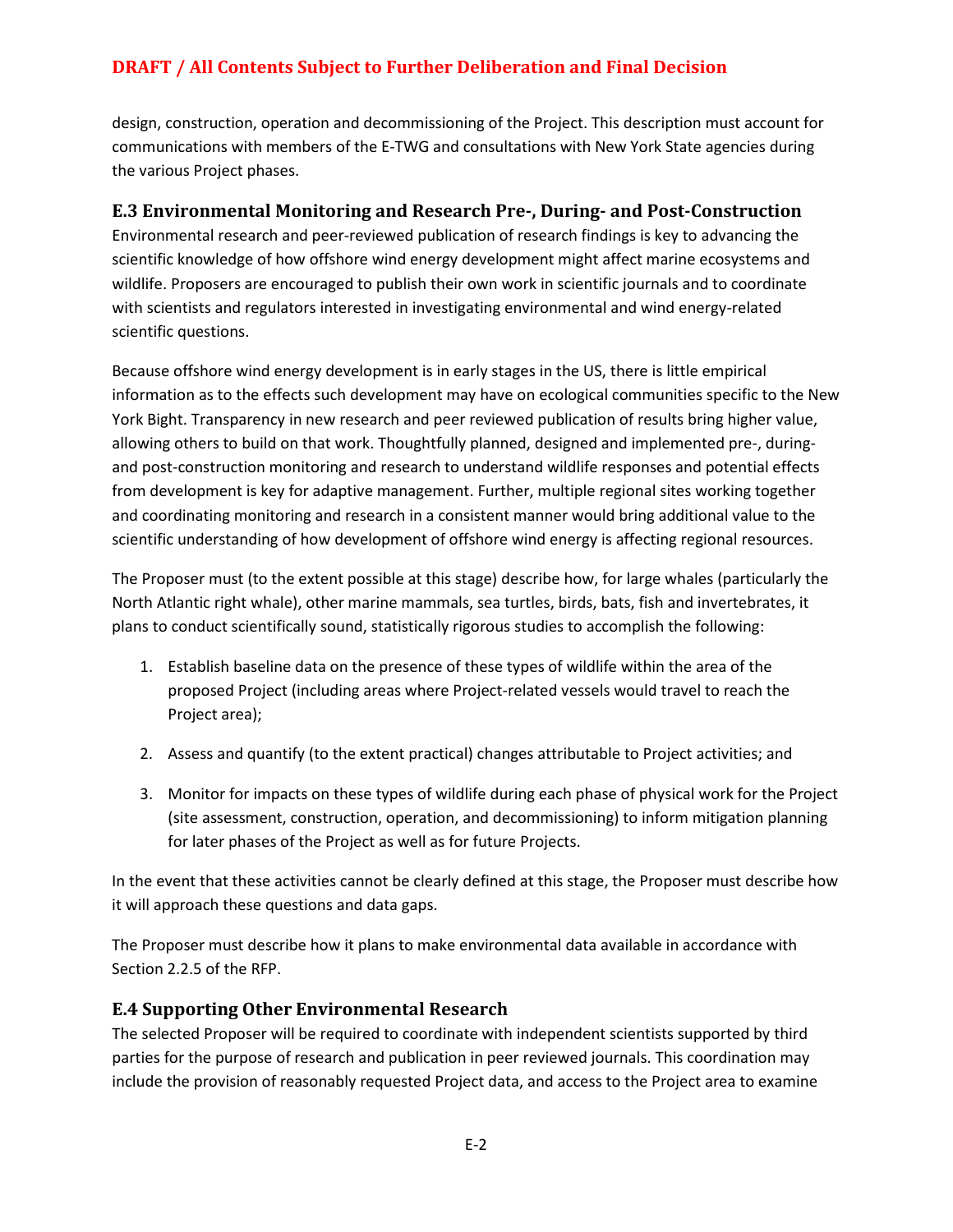design, construction, operation and decommissioning of the Project. This description must account for communications with members of the E-TWG and consultations with New York State agencies during the various Project phases.

### E.3 Environmental Monitoring and Research Pre-, During- and Post-Construction

Environmental research and peer-reviewed publication of research findings is key to advancing the scientific knowledge of how offshore wind energy development might affect marine ecosystems and wildlife. Proposers are encouraged to publish their own work in scientific journals and to coordinate with scientists and regulators interested in investigating environmental and wind energy-related scientific questions.

Because offshore wind energy development is in early stages in the US, there is little empirical information as to the effects such development may have on ecological communities specific to the New York Bight. Transparency in new research and peer reviewed publication of results bring higher value, allowing others to build on that work. Thoughtfully planned, designed and implemented pre-, during- and post-construction monitoring and research to understand wildlife responses and potential effects from development is key for adaptive management. Further, multiple regional sites working together and coordinating monitoring and research in a consistent manner would bring additional value to the scientific understanding of how development of offshore wind energy is affecting regional resources.

The Proposer must (to the extent possible at this stage) describe how, for large whales (particularly the North Atlantic right whale), other marine mammals, sea turtles, birds, bats, fish and invertebrates, it plans to conduct scientifically sound, statistically rigorous studies to accomplish the following:

1. Establish baseline data on the presence of these types of wildlife within the area of the proposed Project (including areas where Project-related vessels would travel to reach the Project area);
2. Assess and quantify (to the extent practical) changes attributable to Project activities; and
3. Monitor for impacts on these types of wildlife during each phase of physical work for the Project (site assessment, construction, operation, and decommissioning) to inform mitigation planning for later phases of the Project as well as for future Projects.

In the event that these activities cannot be clearly defined at this stage, the Proposer must describe how it will approach these questions and data gaps.

The Proposer must describe how it plans to make environmental data available in accordance with Section 2.2.5 of the RFP.

### E.4 Supporting Other Environmental Research

The selected Proposer will be required to coordinate with independent scientists supported by third parties for the purpose of research and publication in peer reviewed journals. This coordination may include the provision of reasonably requested Project data, and access to the Project area to examine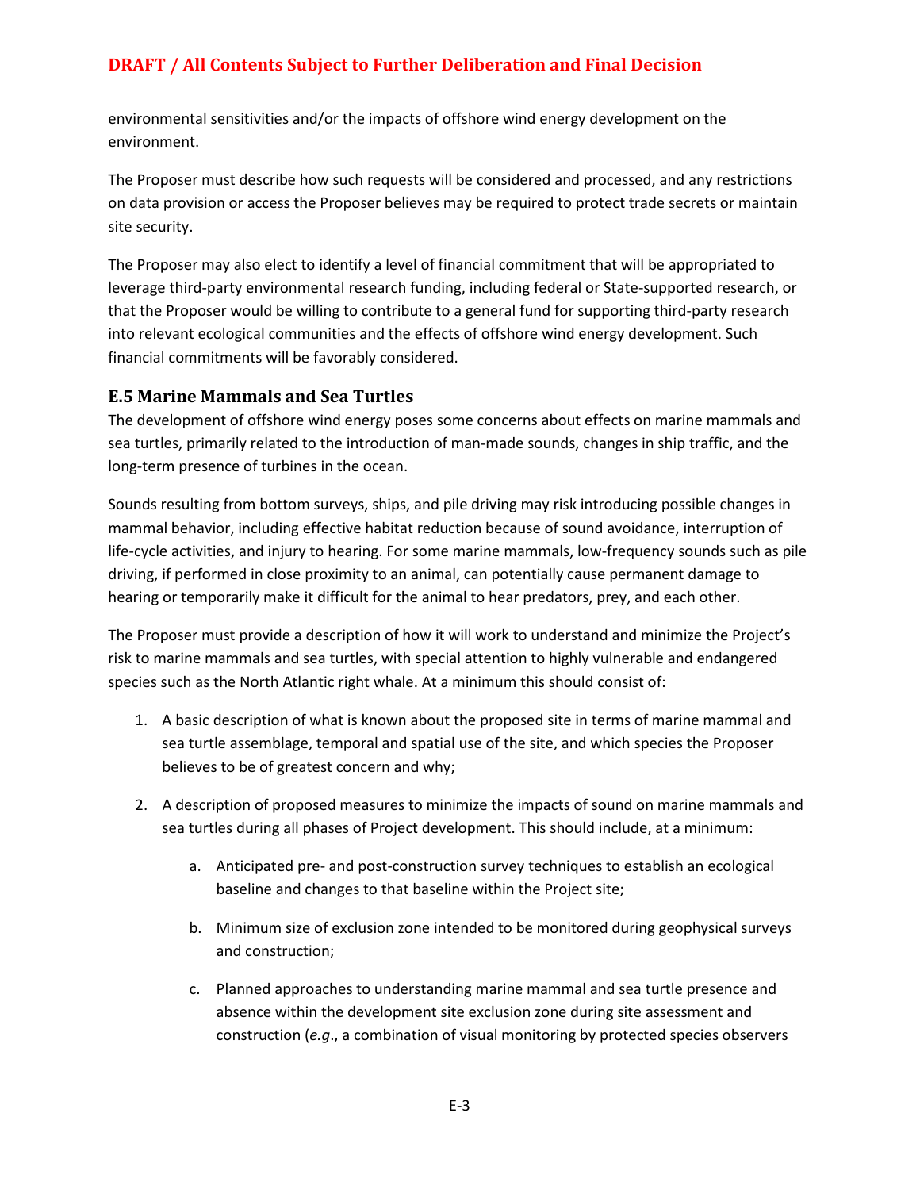environmental sensitivities and/or the impacts of offshore wind energy development on the environment.

The Proposer must describe how such requests will be considered and processed, and any restrictions on data provision or access the Proposer believes may be required to protect trade secrets or maintain site security.

The Proposer may also elect to identify a level of financial commitment that will be appropriated to leverage third-party environmental research funding, including federal or State-supported research, or that the Proposer would be willing to contribute to a general fund for supporting third-party research into relevant ecological communities and the effects of offshore wind energy development. Such financial commitments will be favorably considered.

### E.5 Marine Mammals and Sea Turtles

The development of offshore wind energy poses some concerns about effects on marine mammals and sea turtles, primarily related to the introduction of man-made sounds, changes in ship traffic, and the long-term presence of turbines in the ocean.

Sounds resulting from bottom surveys, ships, and pile driving may risk introducing possible changes in mammal behavior, including effective habitat reduction because of sound avoidance, interruption of life-cycle activities, and injury to hearing. For some marine mammals, low-frequency sounds such as pile driving, if performed in close proximity to an animal, can potentially cause permanent damage to hearing or temporarily make it difficult for the animal to hear predators, prey, and each other.

The Proposer must provide a description of how it will work to understand and minimize the Project's risk to marine mammals and sea turtles, with special attention to highly vulnerable and endangered species such as the North Atlantic right whale. At a minimum this should consist of:

1. A basic description of what is known about the proposed site in terms of marine mammal and sea turtle assemblage, temporal and spatial use of the site, and which species the Proposer believes to be of greatest concern and why;

2. A description of proposed measures to minimize the impacts of sound on marine mammals and sea turtles during all phases of Project development. This should include, at a minimum:

    a. Anticipated pre- and post-construction survey techniques to establish an ecological baseline and changes to that baseline within the Project site;

    b. Minimum size of exclusion zone intended to be monitored during geophysical surveys and construction;

    c. Planned approaches to understanding marine mammal and sea turtle presence and absence within the development site exclusion zone during site assessment and construction (*e.g.*, a combination of visual monitoring by protected species observers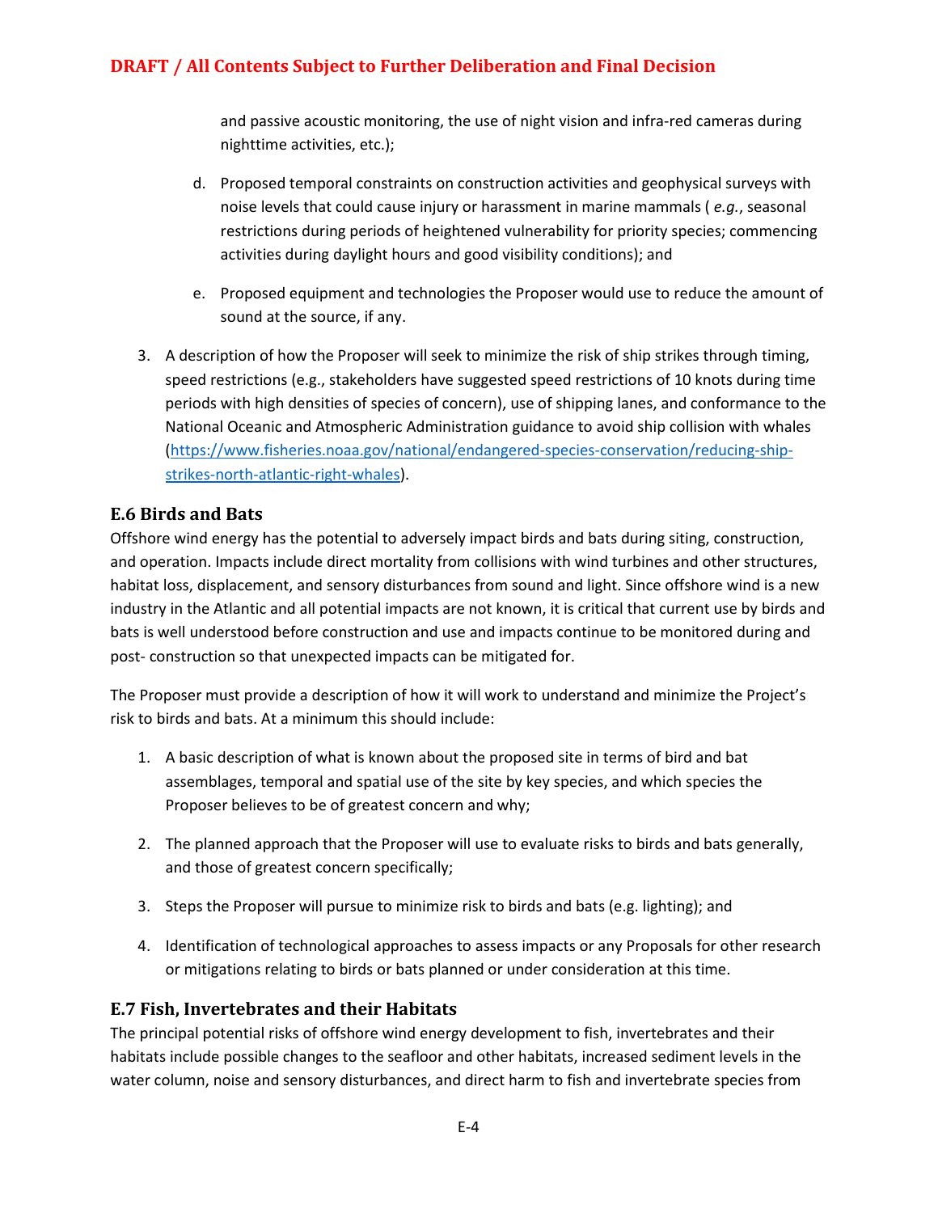and passive acoustic monitoring, the use of night vision and infra-red cameras during nighttime activities, etc.);

   d. Proposed temporal constraints on construction activities and geophysical surveys with noise levels that could cause injury or harassment in marine mammals ( *e.g.*, seasonal restrictions during periods of heightened vulnerability for priority species; commencing activities during daylight hours and good visibility conditions); and

   e. Proposed equipment and technologies the Proposer would use to reduce the amount of sound at the source, if any.

3. A description of how the Proposer will seek to minimize the risk of ship strikes through timing, speed restrictions (e.g., stakeholders have suggested speed restrictions of 10 knots during time periods with high densities of species of concern), use of shipping lanes, and conformance to the National Oceanic and Atmospheric Administration guidance to avoid ship collision with whales (https://www.fisheries.noaa.gov/national/endangered-species-conservation/reducing-ship-strikes-north-atlantic-right-whales).

## E.6 Birds and Bats

Offshore wind energy has the potential to adversely impact birds and bats during siting, construction, and operation. Impacts include direct mortality from collisions with wind turbines and other structures, habitat loss, displacement, and sensory disturbances from sound and light. Since offshore wind is a new industry in the Atlantic and all potential impacts are not known, it is critical that current use by birds and bats is well understood before construction and use and impacts continue to be monitored during and post- construction so that unexpected impacts can be mitigated for.

The Proposer must provide a description of how it will work to understand and minimize the Project's risk to birds and bats. At a minimum this should include:

1. A basic description of what is known about the proposed site in terms of bird and bat assemblages, temporal and spatial use of the site by key species, and which species the Proposer believes to be of greatest concern and why;

2. The planned approach that the Proposer will use to evaluate risks to birds and bats generally, and those of greatest concern specifically;

3. Steps the Proposer will pursue to minimize risk to birds and bats (e.g. lighting); and

4. Identification of technological approaches to assess impacts or any Proposals for other research or mitigations relating to birds or bats planned or under consideration at this time.

## E.7 Fish, Invertebrates and their Habitats

The principal potential risks of offshore wind energy development to fish, invertebrates and their habitats include possible changes to the seafloor and other habitats, increased sediment levels in the water column, noise and sensory disturbances, and direct harm to fish and invertebrate species from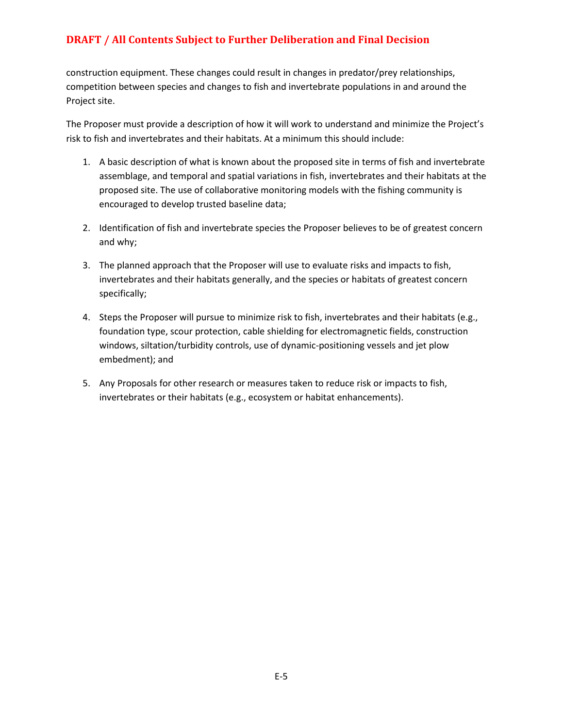construction equipment. These changes could result in changes in predator/prey relationships, competition between species and changes to fish and invertebrate populations in and around the Project site.

The Proposer must provide a description of how it will work to understand and minimize the Project's risk to fish and invertebrates and their habitats. At a minimum this should include:

1. A basic description of what is known about the proposed site in terms of fish and invertebrate assemblage, and temporal and spatial variations in fish, invertebrates and their habitats at the proposed site. The use of collaborative monitoring models with the fishing community is encouraged to develop trusted baseline data;

2. Identification of fish and invertebrate species the Proposer believes to be of greatest concern and why;

3. The planned approach that the Proposer will use to evaluate risks and impacts to fish, invertebrates and their habitats generally, and the species or habitats of greatest concern specifically;

4. Steps the Proposer will pursue to minimize risk to fish, invertebrates and their habitats (e.g., foundation type, scour protection, cable shielding for electromagnetic fields, construction windows, siltation/turbidity controls, use of dynamic-positioning vessels and jet plow embedment); and

5. Any Proposals for other research or measures taken to reduce risk or impacts to fish, invertebrates or their habitats (e.g., ecosystem or habitat enhancements).